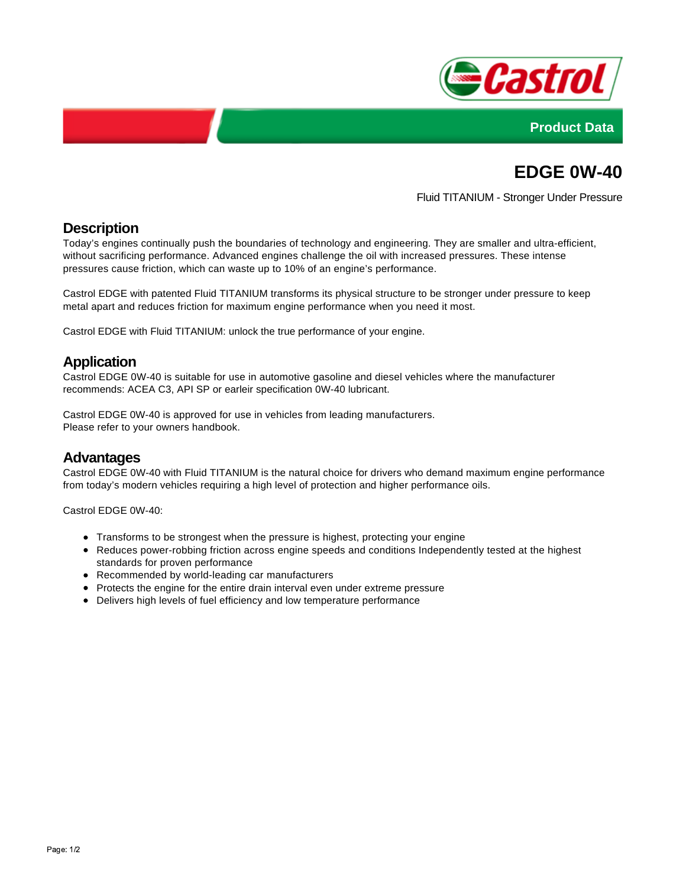Product Data

# EDGE 0W-40

Fluid TITANIUM - Stronger Under Pressure

## Description

Today's engines continually push the boundaries of technology and engineering. They are smaller and ultra-efficient, without sacrificing performance. Advanced engines challenge the oil with increased pressures. These intense pressures cause friction, which can waste up to 10% of an engine's performance.

Castrol EDGE with patented Fluid TITANIUM transforms its physical structure to be stronger under pressure to keep metal apart and reduces friction for maximum engine performance when you need it most.

Castrol EDGE with Fluid TITANIUM: unlock the true performance of your engine.

## Application

Castrol EDGE 0W-40 is suitable for use in automotive gasoline and diesel vehicles where the manufacturer recommends: ACEA C3, API SP or earleir specification 0W-40 lubricant.

Castrol EDGE 0W-40 is approved for use in vehicles from leading manufacturers.
Please refer to your owners handbook.

## Advantages

Castrol EDGE 0W-40 with Fluid TITANIUM is the natural choice for drivers who demand maximum engine performance from today's modern vehicles requiring a high level of protection and higher performance oils.

Castrol EDGE 0W-40:

- Transforms to be strongest when the pressure is highest, protecting your engine
- Reduces power-robbing friction across engine speeds and conditions Independently tested at the highest standards for proven performance
- Recommended by world-leading car manufacturers
- Protects the engine for the entire drain interval even under extreme pressure
- Delivers high levels of fuel efficiency and low temperature performance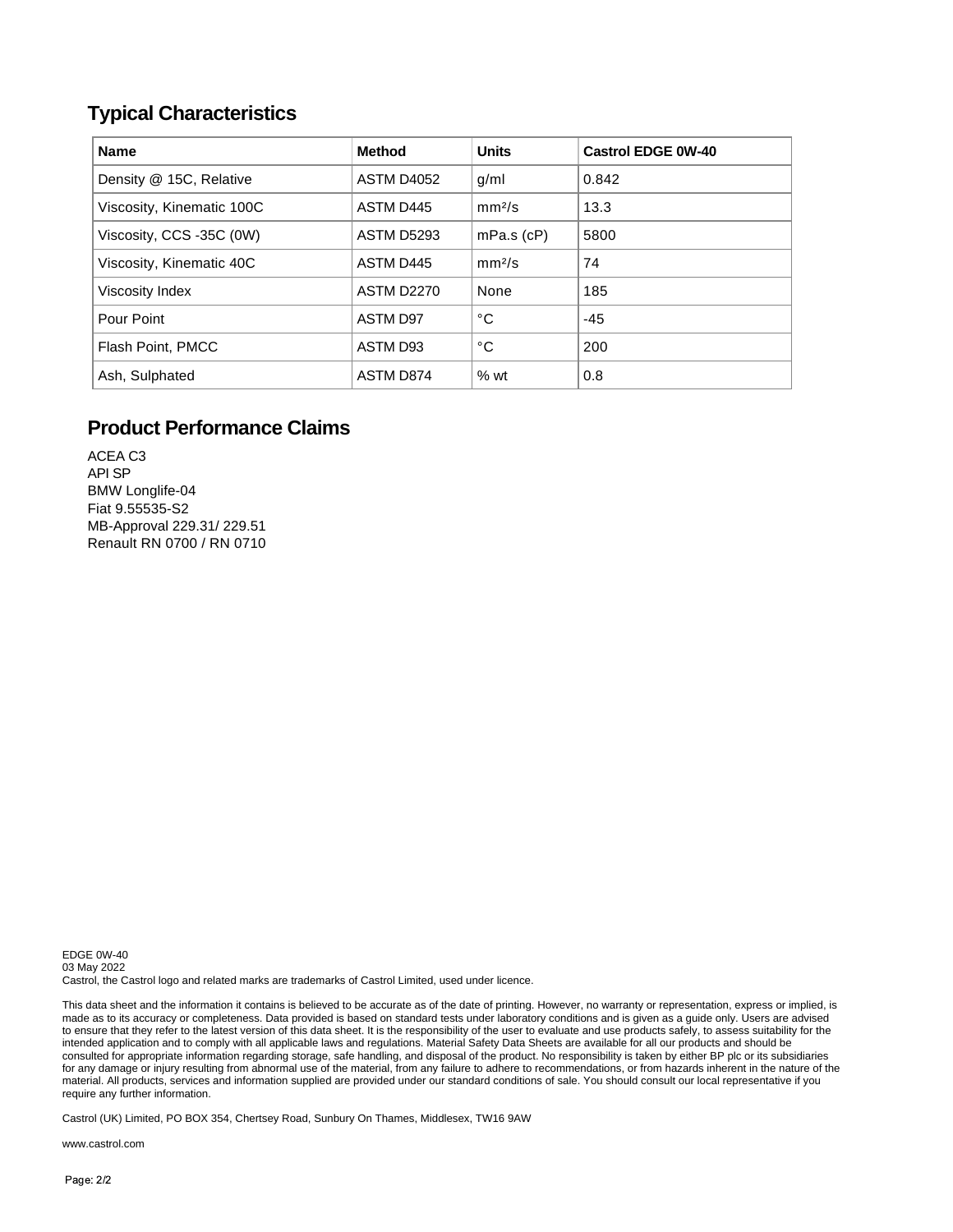## Typical Characteristics

| Name | Method | Units | Castrol EDGE 0W-40 |
|---|---|---|---|
| Density @ 15C, Relative | ASTM D4052 | g/ml | 0.842 |
| Viscosity, Kinematic 100C | ASTM D445 | $mm^2/s$ | 13.3 |
| Viscosity, CCS -35C (0W) | ASTM D5293 | mPa.s (cP) | 5800 |
| Viscosity, Kinematic 40C | ASTM D445 | $mm^2/s$ | 74 |
| Viscosity Index | ASTM D2270 | None | 185 |
| Pour Point | ASTM D97 | °C | -45 |
| Flash Point, PMCC | ASTM D93 | °C | 200 |
| Ash, Sulphated | ASTM D874 | % wt | 0.8 |

## Product Performance Claims

ACEA C3
API SP
BMW Longlife-04
Fiat 9.55535-S2
MB-Approval 229.31/ 229.51
Renault RN 0700 / RN 0710

EDGE 0W-40
03 May 2022
Castrol, the Castrol logo and related marks are trademarks of Castrol Limited, used under licence.

This data sheet and the information it contains is believed to be accurate as of the date of printing. However, no warranty or representation, express or implied, is made as to its accuracy or completeness. Data provided is based on standard tests under laboratory conditions and is given as a guide only. Users are advised to ensure that they refer to the latest version of this data sheet. It is the responsibility of the user to evaluate and use products safely, to assess suitability for the intended application and to comply with all applicable laws and regulations. Material Safety Data Sheets are available for all our products and should be consulted for appropriate information regarding storage, safe handling, and disposal of the product. No responsibility is taken by either BP plc or its subsidiaries for any damage or injury resulting from abnormal use of the material, from any failure to adhere to recommendations, or from hazards inherent in the nature of the material. All products, services and information supplied are provided under our standard conditions of sale. You should consult our local representative if you require any further information.

Castrol (UK) Limited, PO BOX 354, Chertsey Road, Sunbury On Thames, Middlesex, TW16 9AW

www.castrol.com